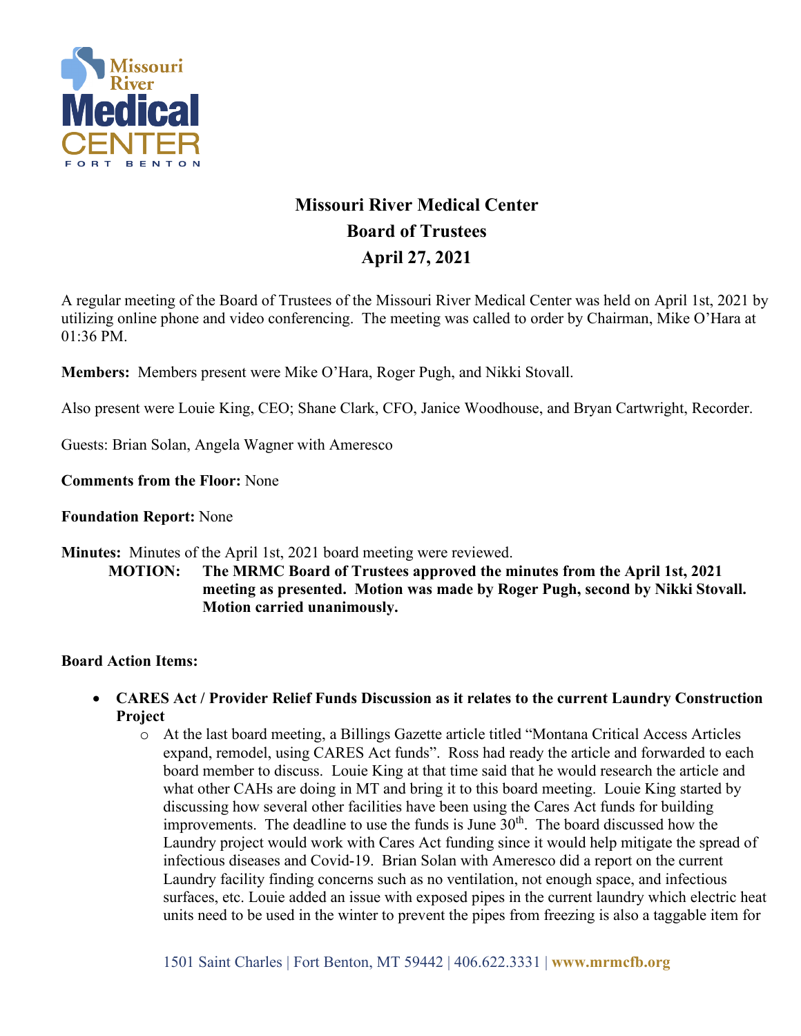# Missouri River Medical Center
## Board of Trustees
## April 27, 2021

A regular meeting of the Board of Trustees of the Missouri River Medical Center was held on April 1st, 2021 by utilizing online phone and video conferencing. The meeting was called to order by Chairman, Mike O'Hara at 01:36 PM.

**Members:** Members present were Mike O'Hara, Roger Pugh, and Nikki Stovall.

Also present were Louie King, CEO; Shane Clark, CFO, Janice Woodhouse, and Bryan Cartwright, Recorder.

Guests: Brian Solan, Angela Wagner with Ameresco

**Comments from the Floor:** None

**Foundation Report:** None

**Minutes:** Minutes of the April 1st, 2021 board meeting were reviewed.

> **MOTION: The MRMC Board of Trustees approved the minutes from the April 1st, 2021 meeting as presented. Motion was made by Roger Pugh, second by Nikki Stovall. Motion carried unanimously.**

**Board Action Items:**

- **CARES Act / Provider Relief Funds Discussion as it relates to the current Laundry Construction Project**
  - At the last board meeting, a Billings Gazette article titled "Montana Critical Access Articles expand, remodel, using CARES Act funds". Ross had ready the article and forwarded to each board member to discuss. Louie King at that time said that he would research the article and what other CAHs are doing in MT and bring it to this board meeting. Louie King started by discussing how several other facilities have been using the Cares Act funds for building improvements. The deadline to use the funds is June 30th. The board discussed how the Laundry project would work with Cares Act funding since it would help mitigate the spread of infectious diseases and Covid-19. Brian Solan with Ameresco did a report on the current Laundry facility finding concerns such as no ventilation, not enough space, and infectious surfaces, etc. Louie added an issue with exposed pipes in the current laundry which electric heat units need to be used in the winter to prevent the pipes from freezing is also a taggable item for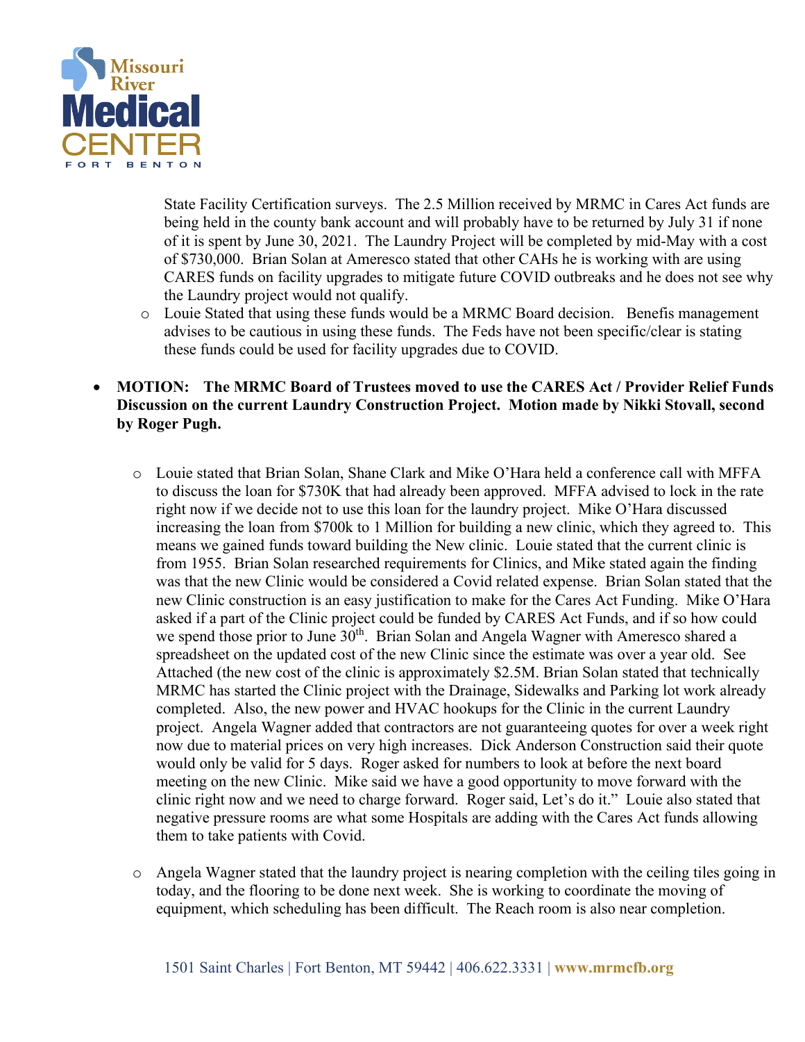State Facility Certification surveys. The 2.5 Million received by MRMC in Cares Act funds are being held in the county bank account and will probably have to be returned by July 31 if none of it is spent by June 30, 2021. The Laundry Project will be completed by mid-May with a cost of $730,000. Brian Solan at Ameresco stated that other CAHs he is working with are using CARES funds on facility upgrades to mitigate future COVID outbreaks and he does not see why the Laundry project would not qualify.

- Louie Stated that using these funds would be a MRMC Board decision. Benefis management advises to be cautious in using these funds. The Feds have not been specific/clear is stating these funds could be used for facility upgrades due to COVID.

- **MOTION: The MRMC Board of Trustees moved to use the CARES Act / Provider Relief Funds Discussion on the current Laundry Construction Project. Motion made by Nikki Stovall, second by Roger Pugh.**

  - Louie stated that Brian Solan, Shane Clark and Mike O'Hara held a conference call with MFFA to discuss the loan for $730K that had already been approved. MFFA advised to lock in the rate right now if we decide not to use this loan for the laundry project. Mike O'Hara discussed increasing the loan from $700k to 1 Million for building a new clinic, which they agreed to. This means we gained funds toward building the New clinic. Louie stated that the current clinic is from 1955. Brian Solan researched requirements for Clinics, and Mike stated again the finding was that the new Clinic would be considered a Covid related expense. Brian Solan stated that the new Clinic construction is an easy justification to make for the Cares Act Funding. Mike O'Hara asked if a part of the Clinic project could be funded by CARES Act Funds, and if so how could we spend those prior to June 30th. Brian Solan and Angela Wagner with Ameresco shared a spreadsheet on the updated cost of the new Clinic since the estimate was over a year old. See Attached (the new cost of the clinic is approximately $2.5M. Brian Solan stated that technically MRMC has started the Clinic project with the Drainage, Sidewalks and Parking lot work already completed. Also, the new power and HVAC hookups for the Clinic in the current Laundry project. Angela Wagner added that contractors are not guaranteeing quotes for over a week right now due to material prices on very high increases. Dick Anderson Construction said their quote would only be valid for 5 days. Roger asked for numbers to look at before the next board meeting on the new Clinic. Mike said we have a good opportunity to move forward with the clinic right now and we need to charge forward. Roger said, Let's do it." Louie also stated that negative pressure rooms are what some Hospitals are adding with the Cares Act funds allowing them to take patients with Covid.

  - Angela Wagner stated that the laundry project is nearing completion with the ceiling tiles going in today, and the flooring to be done next week. She is working to coordinate the moving of equipment, which scheduling has been difficult. The Reach room is also near completion.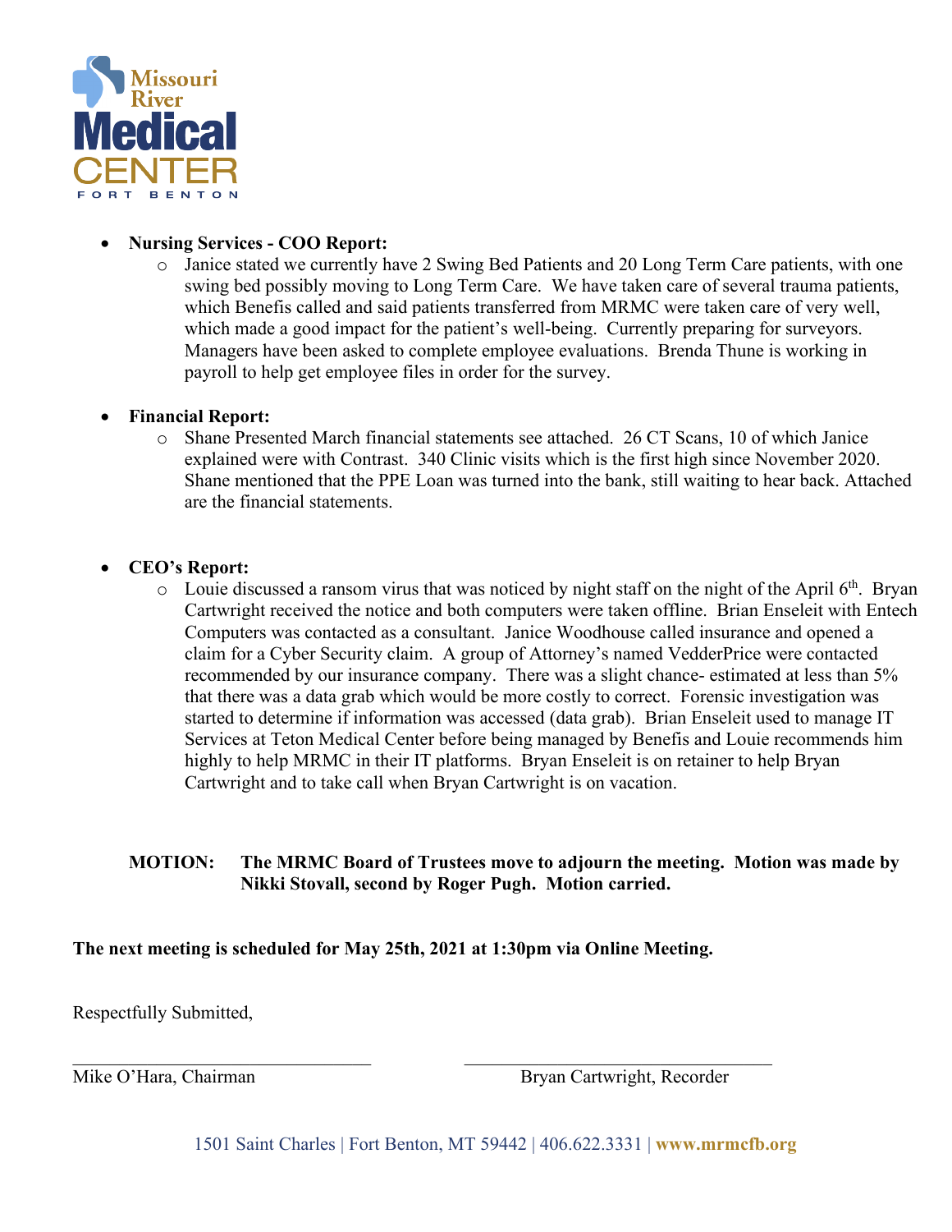- **Nursing Services - COO Report:**
    - Janice stated we currently have 2 Swing Bed Patients and 20 Long Term Care patients, with one swing bed possibly moving to Long Term Care. We have taken care of several trauma patients, which Benefis called and said patients transferred from MRMC were taken care of very well, which made a good impact for the patient's well-being. Currently preparing for surveyors. Managers have been asked to complete employee evaluations. Brenda Thune is working in payroll to help get employee files in order for the survey.

- **Financial Report:**
    - Shane Presented March financial statements see attached. 26 CT Scans, 10 of which Janice explained were with Contrast. 340 Clinic visits which is the first high since November 2020. Shane mentioned that the PPE Loan was turned into the bank, still waiting to hear back. Attached are the financial statements.

- **CEO's Report:**
    - Louie discussed a ransom virus that was noticed by night staff on the night of the April 6th. Bryan Cartwright received the notice and both computers were taken offline. Brian Enseleit with Entech Computers was contacted as a consultant. Janice Woodhouse called insurance and opened a claim for a Cyber Security claim. A group of Attorney's named VedderPrice were contacted recommended by our insurance company. There was a slight chance- estimated at less than 5% that there was a data grab which would be more costly to correct. Forensic investigation was started to determine if information was accessed (data grab). Brian Enseleit used to manage IT Services at Teton Medical Center before being managed by Benefis and Louie recommends him highly to help MRMC in their IT platforms. Bryan Enseleit is on retainer to help Bryan Cartwright and to take call when Bryan Cartwright is on vacation.

**MOTION: The MRMC Board of Trustees move to adjourn the meeting. Motion was made by Nikki Stovall, second by Roger Pugh. Motion carried.**

**The next meeting is scheduled for May 25th, 2021 at 1:30pm via Online Meeting.**

Respectfully Submitted,

\_\_\_\_\_\_\_\_\_\_\_\_\_\_\_\_\_\_\_\_\_\_\_\_\_\_\_\_\_\_ \_\_\_\_\_\_\_\_\_\_\_\_\_\_\_\_\_\_\_\_\_\_\_\_\_\_\_\_\_\_

Mike O'Hara, Chairman Bryan Cartwright, Recorder